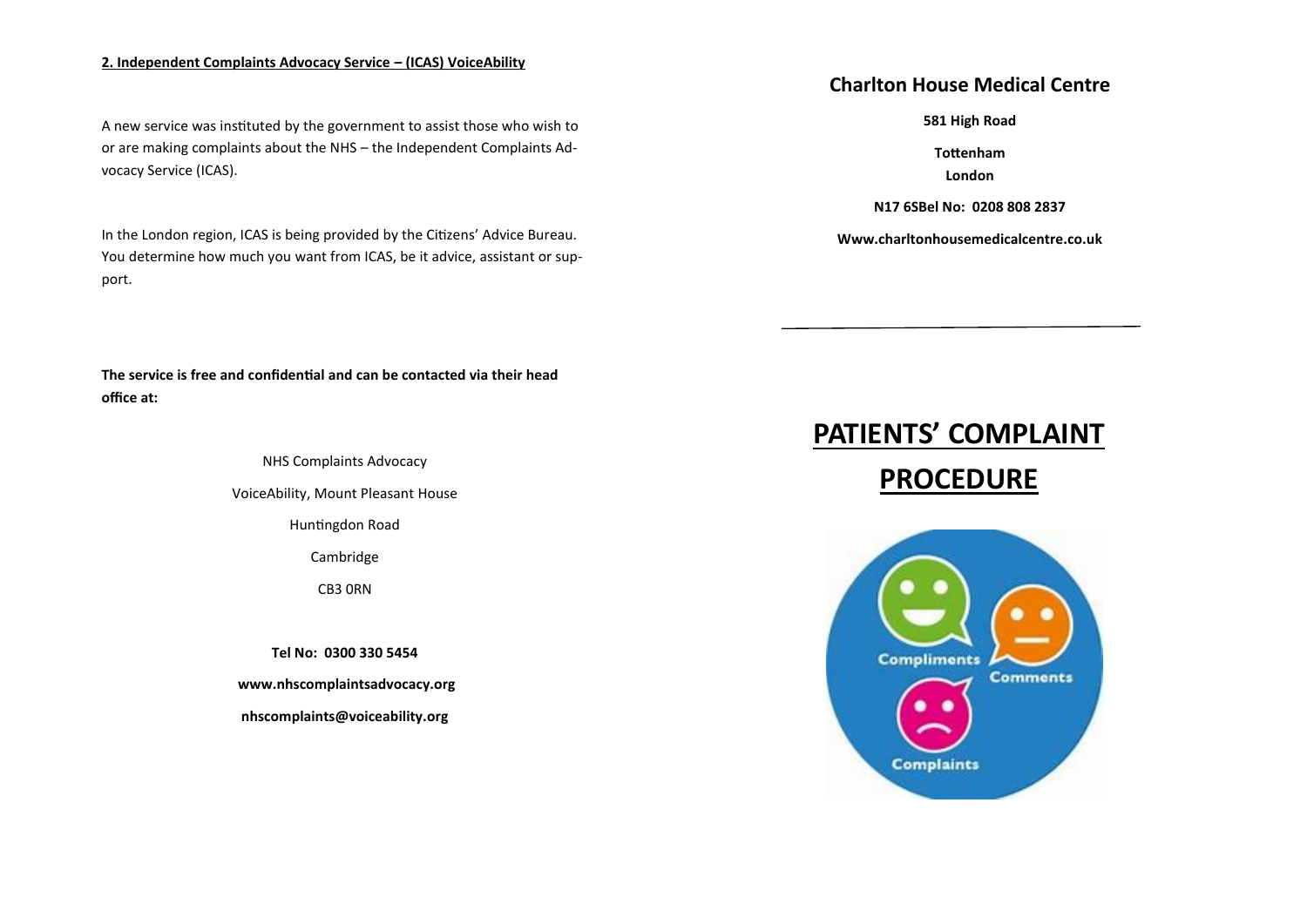**2. Independent Complaints Advocacy Service – (ICAS) VoiceAbility**

A new service was instituted by the government to assist those who wish to or are making complaints about the NHS – the Independent Complaints Advocacy Service (ICAS).

In the London region, ICAS is being provided by the Citizens' Advice Bureau. You determine how much you want from ICAS, be it advice, assistant or support.

**The service is free and confidential and can be contacted via their head office at:**

NHS Complaints Advocacy

VoiceAbility, Mount Pleasant House

Huntingdon Road

Cambridge

CB3 0RN

**Tel No: 0300 330 5454**

**www.nhscomplaintsadvocacy.org**

**nhscomplaints@voiceability.org**

## Charlton House Medical Centre

**581 High Road**

**Tottenham**

**London**

**N17 6SBel No: 0208 808 2837**

**Www.charltonhousemedicalcentre.co.uk**

# PATIENTS' COMPLAINT PROCEDURE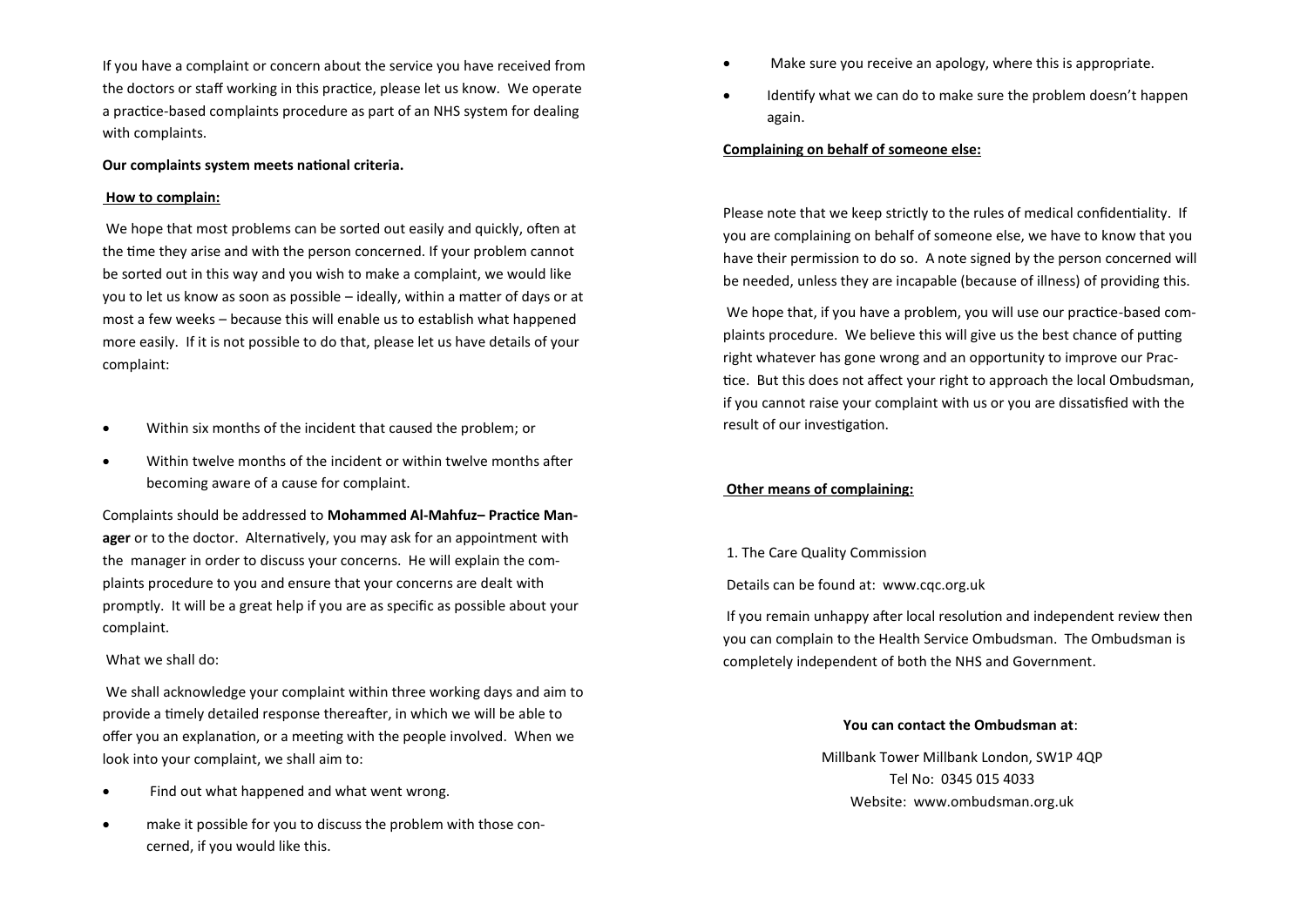If you have a complaint or concern about the service you have received from the doctors or staff working in this practice, please let us know. We operate a practice-based complaints procedure as part of an NHS system for dealing with complaints.

**Our complaints system meets national criteria.**

**How to complain:**

We hope that most problems can be sorted out easily and quickly, often at the time they arise and with the person concerned. If your problem cannot be sorted out in this way and you wish to make a complaint, we would like you to let us know as soon as possible – ideally, within a matter of days or at most a few weeks – because this will enable us to establish what happened more easily. If it is not possible to do that, please let us have details of your complaint:

- Within six months of the incident that caused the problem; or
- Within twelve months of the incident or within twelve months after becoming aware of a cause for complaint.

Complaints should be addressed to **Mohammed Al-Mahfuz– Practice Manager** or to the doctor. Alternatively, you may ask for an appointment with the manager in order to discuss your concerns. He will explain the complaints procedure to you and ensure that your concerns are dealt with promptly. It will be a great help if you are as specific as possible about your complaint.

What we shall do:

We shall acknowledge your complaint within three working days and aim to provide a timely detailed response thereafter, in which we will be able to offer you an explanation, or a meeting with the people involved. When we look into your complaint, we shall aim to:

- Find out what happened and what went wrong.
- make it possible for you to discuss the problem with those concerned, if you would like this.
- Make sure you receive an apology, where this is appropriate.
- Identify what we can do to make sure the problem doesn't happen again.

**Complaining on behalf of someone else:**

Please note that we keep strictly to the rules of medical confidentiality. If you are complaining on behalf of someone else, we have to know that you have their permission to do so. A note signed by the person concerned will be needed, unless they are incapable (because of illness) of providing this.

We hope that, if you have a problem, you will use our practice-based complaints procedure. We believe this will give us the best chance of putting right whatever has gone wrong and an opportunity to improve our Practice. But this does not affect your right to approach the local Ombudsman, if you cannot raise your complaint with us or you are dissatisfied with the result of our investigation.

**Other means of complaining:**

1. The Care Quality Commission

Details can be found at: www.cqc.org.uk

If you remain unhappy after local resolution and independent review then you can complain to the Health Service Ombudsman. The Ombudsman is completely independent of both the NHS and Government.

**You can contact the Ombudsman at**:

Millbank Tower Millbank London, SW1P 4QP
Tel No: 0345 015 4033
Website: www.ombudsman.org.uk